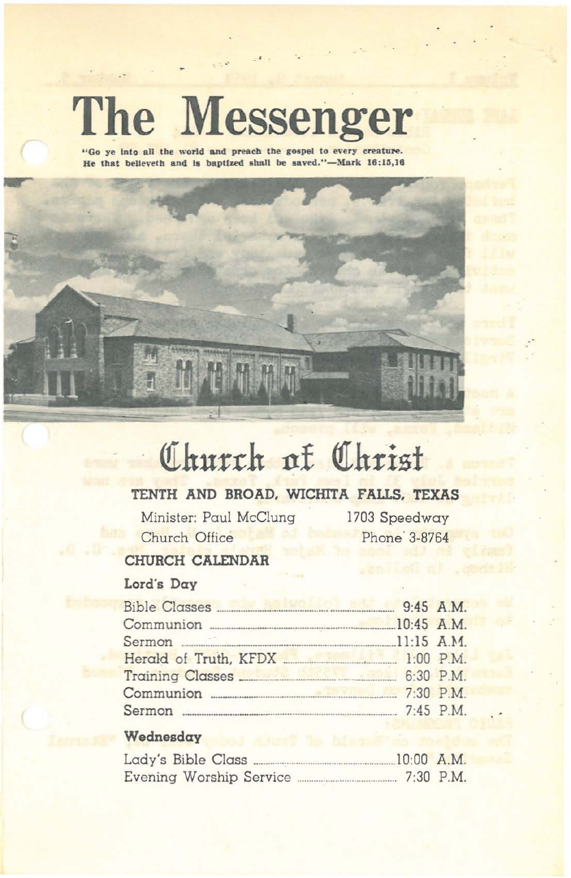# The Messenger

**"Go ye into all the world and preach the gospel to every creature. He that believeth and is baptized shall be saved."—Mark 16:15,16**

# Church of Christ

## TENTH AND BROAD, WICHITA FALLS, TEXAS

Minister: Paul McClung — 1703 Speedway

Church Office — Phone 3-8764

## CHURCH CALENDAR

### Lord's Day

| | |
|---|---|
| Bible Classes | 9:45 A.M. |
| Communion | 10:45 A.M. |
| Sermon | 11:15 A.M. |
| Herald of Truth, KFDX | 1:00 P.M. |
| Training Classes | 6:30 P.M. |
| Communion | 7:30 P.M. |
| Sermon | 7:45 P.M. |

### Wednesday

| | |
|---|---|
| Lady's Bible Class | 10:00 A.M. |
| Evening Worship Service | 7:30 P.M. |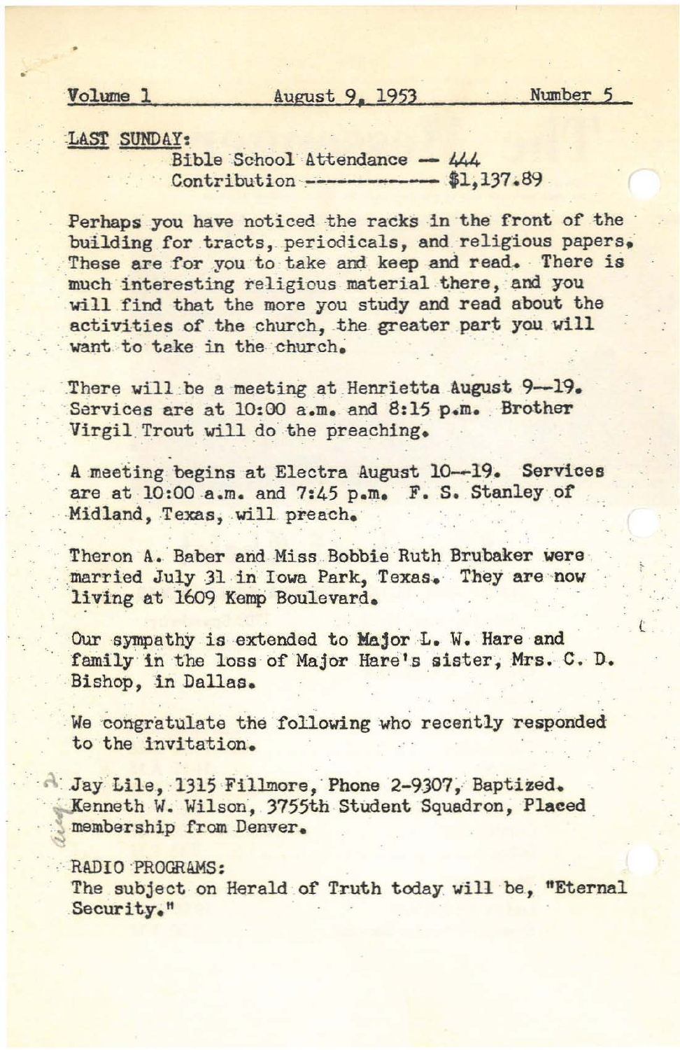Volume 1 August 9, 1953 Number 5

LAST SUNDAY:

Bible School Attendance — 444
Contribution ———————— $1,137.89

Perhaps you have noticed the racks in the front of the building for tracts, periodicals, and religious papers. These are for you to take and keep and read. There is much interesting religious material there, and you will find that the more you study and read about the activities of the church, the greater part you will want to take in the church.

There will be a meeting at Henrietta August 9—19. Services are at 10:00 a.m. and 8:15 p.m. Brother Virgil Trout will do the preaching.

A meeting begins at Electra August 10—19. Services are at 10:00 a.m. and 7:45 p.m. F. S. Stanley of Midland, Texas, will preach.

Theron A. Baber and Miss Bobbie Ruth Brubaker were married July 31 in Iowa Park, Texas. They are now living at 1609 Kemp Boulevard.

Our sympathy is extended to Major L. W. Hare and family in the loss of Major Hare's sister, Mrs. C. D. Bishop, in Dallas.

We congratulate the following who recently responded to the invitation.

Jay Lile, 1315 Fillmore, Phone 2-9307, Baptized.
Kenneth W. Wilson, 3755th Student Squadron, Placed membership from Denver.

RADIO PROGRAMS:
The subject on Herald of Truth today will be, "Eternal Security."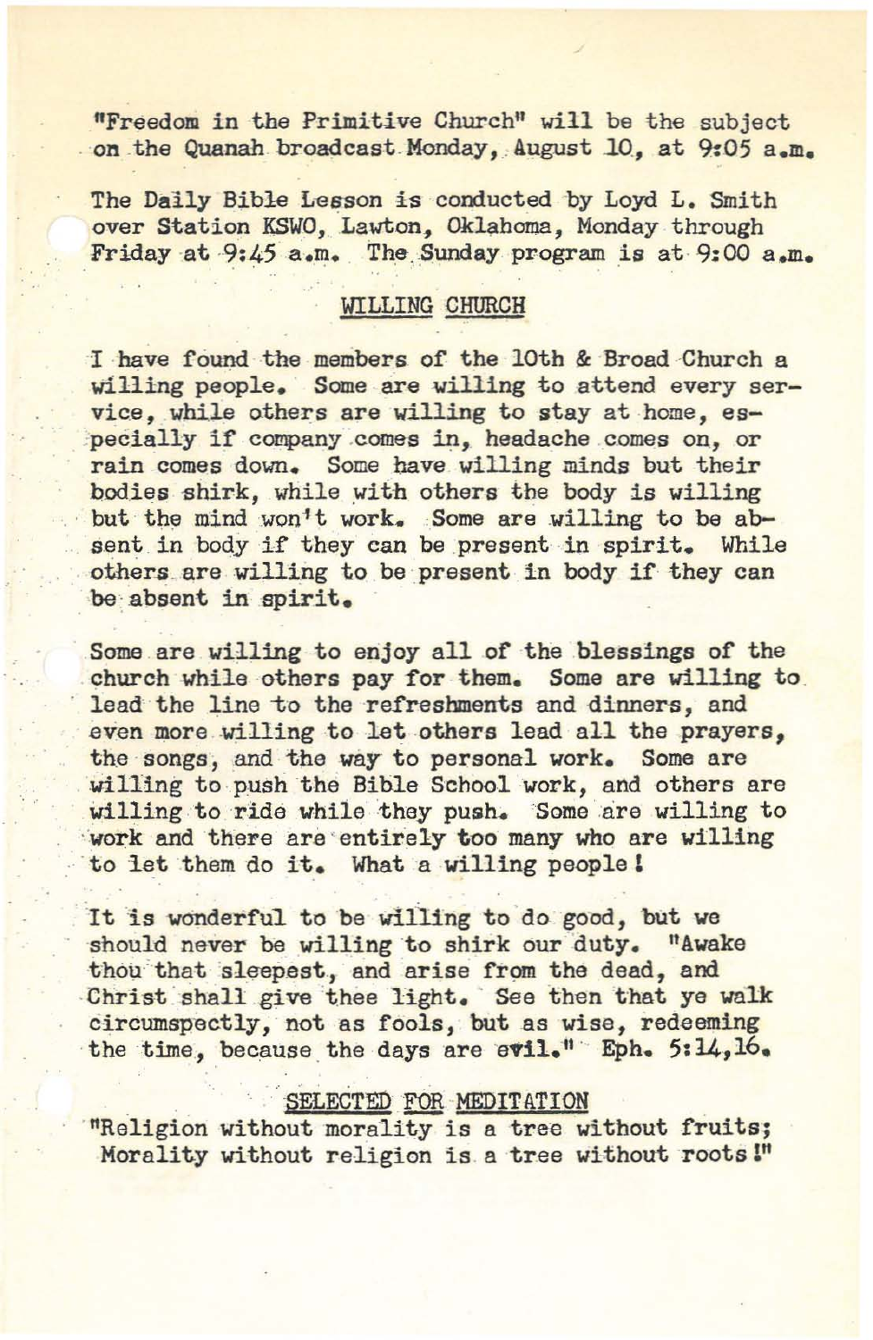"Freedom in the Primitive Church" will be the subject on the Quanah broadcast Monday, August 10, at 9:05 a.m.

The Daily Bible Lesson is conducted by Loyd L. Smith over Station KSWO, Lawton, Oklahoma, Monday through Friday at 9:45 a.m. The Sunday program is at 9:00 a.m.

## WILLING CHURCH

I have found the members of the 10th & Broad Church a willing people. Some are willing to attend every service, while others are willing to stay at home, especially if company comes in, headache comes on, or rain comes down. Some have willing minds but their bodies shirk, while with others the body is willing but the mind won't work. Some are willing to be absent in body if they can be present in spirit. While others are willing to be present in body if they can be absent in spirit.

Some are willing to enjoy all of the blessings of the church while others pay for them. Some are willing to lead the line to the refreshments and dinners, and even more willing to let others lead all the prayers, the songs, and the way to personal work. Some are willing to push the Bible School work, and others are willing to ride while they push. Some are willing to work and there are entirely too many who are willing to let them do it. What a willing people!

It is wonderful to be willing to do good, but we should never be willing to shirk our duty. "Awake thou that sleepest, and arise from the dead, and Christ shall give thee light. See then that ye walk circumspectly, not as fools, but as wise, redeeming the time, because the days are evil." Eph. 5:14,16.

## SELECTED FOR MEDITATION

"Religion without morality is a tree without fruits; Morality without religion is a tree without roots!"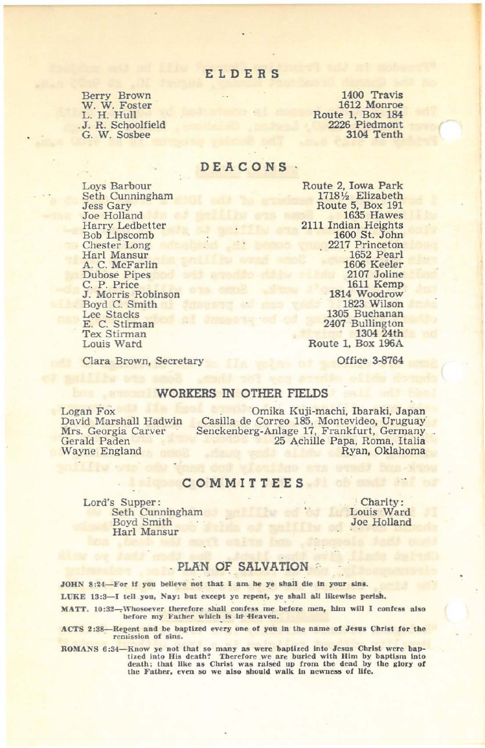## ELDERS

| | |
|---|---|
| Berry Brown | 1400 Travis |
| W. W. Foster | 1612 Monroe |
| L. H. Hull | Route 1, Box 184 |
| J. R. Schoolfield | 2226 Piedmont |
| G. W. Sosbee | 3104 Tenth |

## DEACONS

| | |
|---|---|
| Loys Barbour | Route 2, Iowa Park |
| Seth Cunningham | 1718½ Elizabeth |
| Jess Gary | Route 5, Box 191 |
| Joe Holland | 1635 Hawes |
| Harry Ledbetter | 2111 Indian Heights |
| Bob Lipscomb | 1600 St. John |
| Chester Long | 2217 Princeton |
| Harl Mansur | 1652 Pearl |
| A. C. McFarlin | 1606 Keeler |
| Dubose Pipes | 2107 Joline |
| C. P. Price | 1611 Kemp |
| J. Morris Robinson | 1814 Woodrow |
| Boyd C. Smith | 1823 Wilson |
| Lee Stacks | 1305 Buchanan |
| E. C. Stirman | 2407 Bullington |
| Tex Stirman | 1304 24th |
| Louis Ward | Route 1, Box 196A |

Clara Brown, Secretary — Office 3-8764

## WORKERS IN OTHER FIELDS

| | |
|---|---|
| Logan Fox | Omika Kuji-machi, Ibaraki, Japan |
| David Marshall Hadwin | Casilla de Correo 185, Montevideo, Uruguay |
| Mrs. Georgia Carver | Senckenberg-Anlage 17, Frankfurt, Germany |
| Gerald Paden | 25 Achille Papa, Roma, Italia |
| Wayne England | Ryan, Oklahoma |

## COMMITTEES

**Lord's Supper:**
- Seth Cunningham
- Boyd Smith
- Harl Mansur

**Charity:**
- Louis Ward
- Joe Holland

## PLAN OF SALVATION

**JOHN 8:24—For if you believe not that I am he ye shall die in your sins.**

**LUKE 13:3—I tell you, Nay: but except ye repent, ye shall all likewise perish.**

**MATT. 10:32—Whosoever therefore shall confess me before men, him will I confess also before my Father which is in Heaven.**

**ACTS 2:38—Repent and be baptized every one of you in the name of Jesus Christ for the remission of sins.**

**ROMANS 6:34—Know ye not that so many as were baptized into Jesus Christ were baptized into His death? Therefore we are buried with Him by baptism into death; that like as Christ was raised up from the dead by the glory of the Father, even so we also should walk in newness of life.**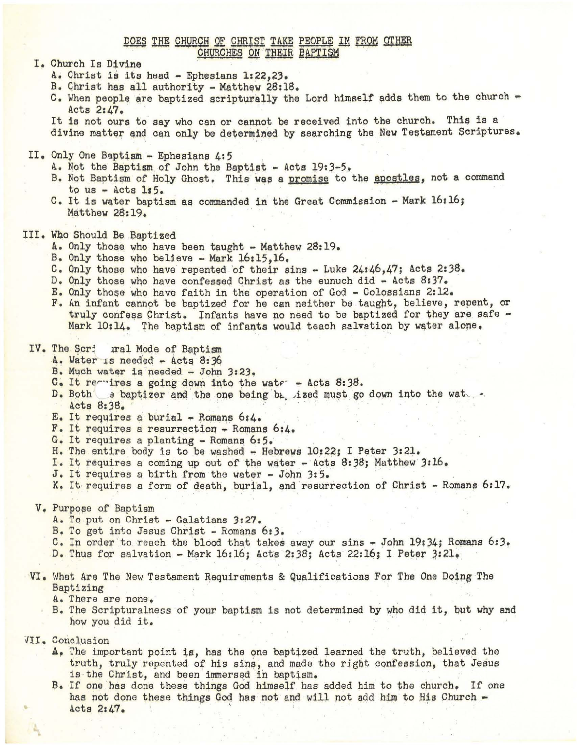# DOES THE CHURCH OF CHRIST TAKE PEOPLE IN FROM OTHER CHURCHES ON THEIR BAPTISM

I. Church Is Divine

A. Christ is its head - Ephesians 1:22,23.

B. Christ has all authority - Matthew 28:18.

C. When people are baptized scripturally the Lord himself adds them to the church - Acts 2:47.

It is not ours to say who can or cannot be received into the church. This is a divine matter and can only be determined by searching the New Testament Scriptures.

II. Only One Baptism - Ephesians 4:5

A. Not the Baptism of John the Baptist - Acts 19:3-5.

B. Not Baptism of Holy Ghost. This was a <u>promise</u> to the <u>apostles</u>, not a command to us - Acts 1:5.

C. It is water baptism as commanded in the Great Commission - Mark 16:16; Matthew 28:19.

III. Who Should Be Baptized

A. Only those who have been taught - Matthew 28:19.

B. Only those who believe - Mark 16:15,16.

C. Only those who have repented of their sins - Luke 24:46,47; Acts 2:38.

D. Only those who have confessed Christ as the eunuch did - Acts 8:37.

E. Only those who have faith in the operation of God - Colossians 2:12.

F. An infant cannot be baptized for he can neither be taught, believe, repent, or truly confess Christ. Infants have no need to be baptized for they are safe - Mark 10:14. The baptism of infants would teach salvation by water alone.

IV. The Scriptural Mode of Baptism

A. Water is needed - Acts 8:36

B. Much water is needed - John 3:23.

C. It requires a going down into the water - Acts 8:38.

D. Both the baptizer and the one being baptized must go down into the water - Acts 8:38.

E. It requires a burial - Romans 6:4.

F. It requires a resurrection - Romans 6:4.

G. It requires a planting - Romans 6:5.

H. The entire body is to be washed - Hebrews 10:22; I Peter 3:21.

I. It requires a coming up out of the water - Acts 8:38; Matthew 3:16.

J. It requires a birth from the water - John 3:5.

K. It requires a form of death, burial, and resurrection of Christ - Romans 6:17.

V. Purpose of Baptism

A. To put on Christ - Galatians 3:27.

B. To get into Jesus Christ - Romans 6:3.

C. In order to reach the blood that takes away our sins - John 19:34; Romans 6:3.

D. Thus for salvation - Mark 16:16; Acts 2:38; Acts 22:16; I Peter 3:21.

VI. What Are The New Testament Requirements & Qualifications For The One Doing The Baptizing

A. There are none.

B. The Scripturalness of your baptism is not determined by who did it, but why and how you did it.

VII. Conclusion

A. The important point is, has the one baptized learned the truth, believed the truth, truly repented of his sins, and made the right confession, that Jesus is the Christ, and been immersed in baptism.

B. If one has done these things God himself has added him to the church. If one has not done these things God has not and will not add him to His Church - Acts 2:47.